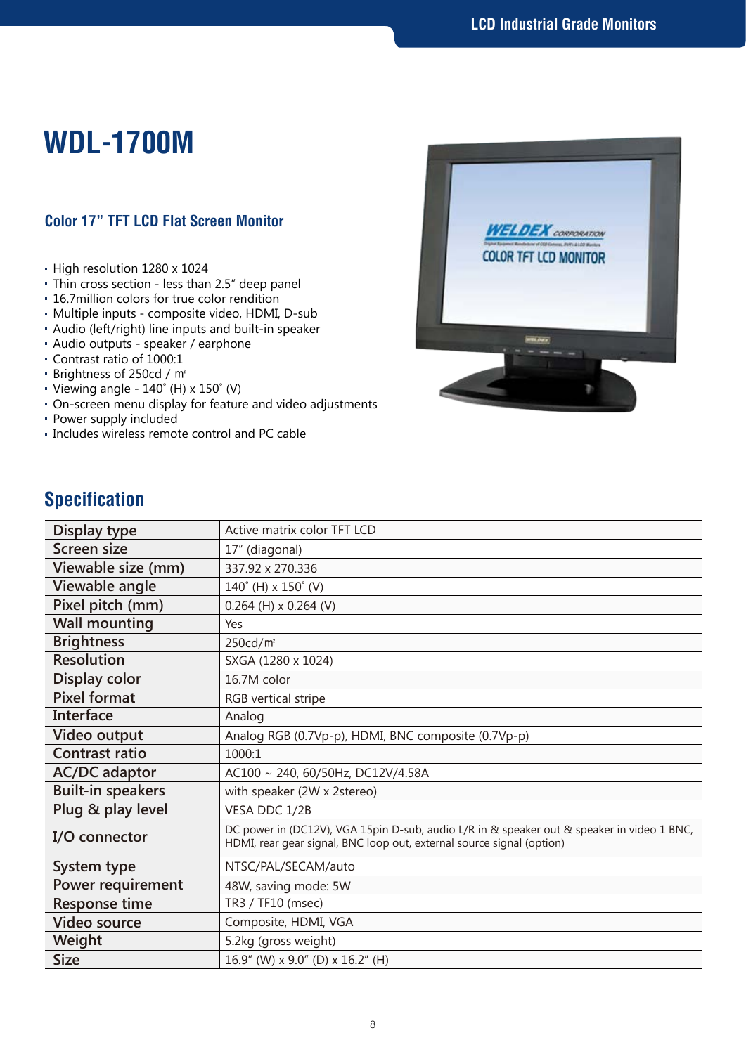# WDL-1700M

### Color 17" TFT LCD Flat Screen Monitor

- High resolution 1280 x 1024
- Thin cross section - less than 2.5" deep panel
- 16.7million colors for true color rendition
- Multiple inputs - composite video, HDMI, D-sub
- Audio (left/right) line inputs and built-in speaker
- Audio outputs - speaker / earphone
- Contrast ratio of 1000:1
- Brightness of 250cd / ㎡
- Viewing angle - 140˚ (H) x 150˚ (V)
- On-screen menu display for feature and video adjustments
- Power supply included
- Includes wireless remote control and PC cable

## Specification

| | |
|---|---|
| **Display type** | Active matrix color TFT LCD |
| **Screen size** | 17" (diagonal) |
| **Viewable size (mm)** | 337.92 x 270.336 |
| **Viewable angle** | 140˚ (H) x 150˚ (V) |
| **Pixel pitch (mm)** | 0.264 (H) x 0.264 (V) |
| **Wall mounting** | Yes |
| **Brightness** | 250cd/㎡ |
| **Resolution** | SXGA (1280 x 1024) |
| **Display color** | 16.7M color |
| **Pixel format** | RGB vertical stripe |
| **Interface** | Analog |
| **Video output** | Analog RGB (0.7Vp-p), HDMI, BNC composite (0.7Vp-p) |
| **Contrast ratio** | 1000:1 |
| **AC/DC adaptor** | AC100 ~ 240, 60/50Hz, DC12V/4.58A |
| **Built-in speakers** | with speaker (2W x 2stereo) |
| **Plug & play level** | VESA DDC 1/2B |
| **I/O connector** | DC power in (DC12V), VGA 15pin D-sub, audio L/R in & speaker out & speaker in video 1 BNC, HDMI, rear gear signal, BNC loop out, external source signal (option) |
| **System type** | NTSC/PAL/SECAM/auto |
| **Power requirement** | 48W, saving mode: 5W |
| **Response time** | TR3 / TF10 (msec) |
| **Video source** | Composite, HDMI, VGA |
| **Weight** | 5.2kg (gross weight) |
| **Size** | 16.9" (W) x 9.0" (D) x 16.2" (H) |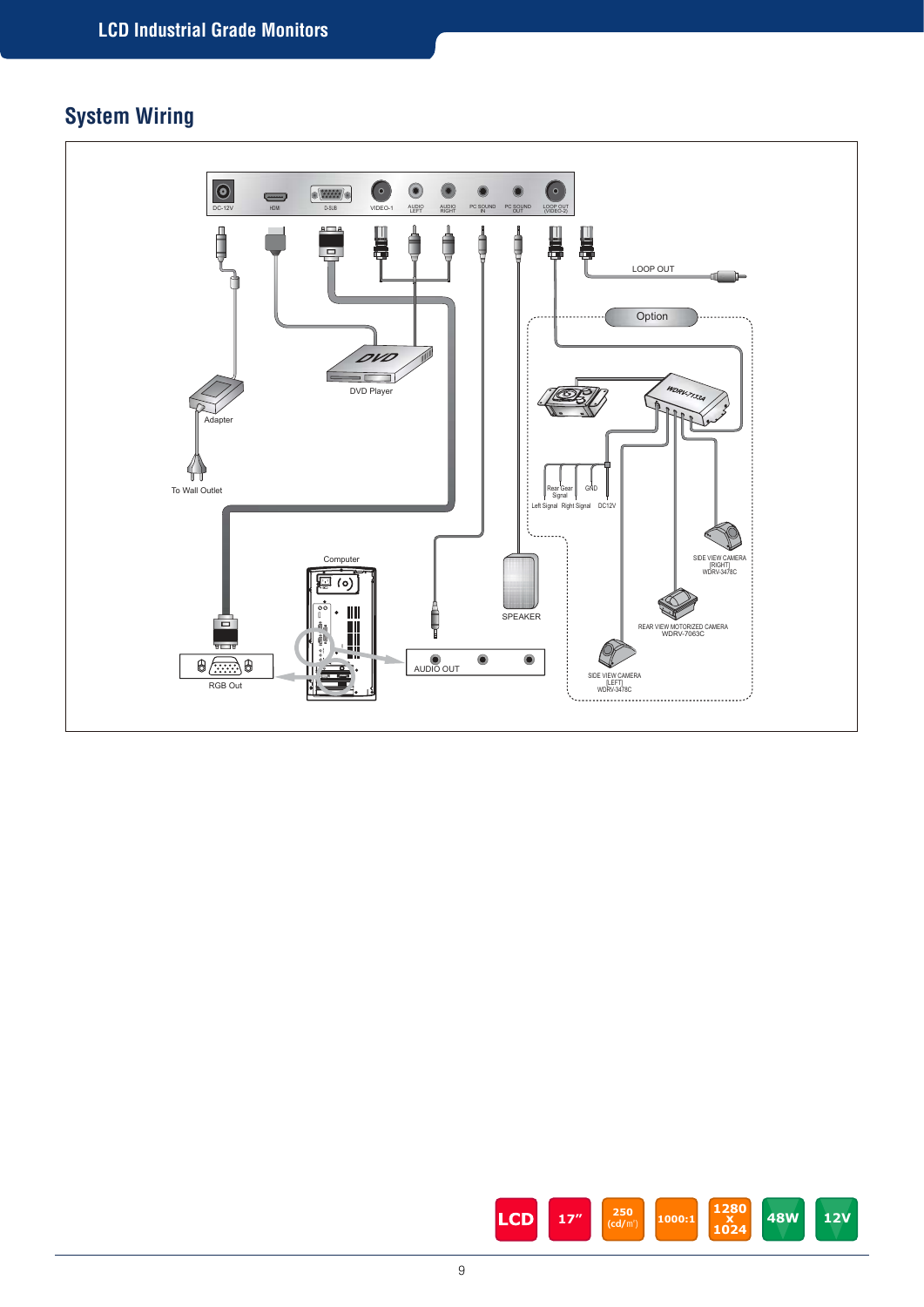## System Wiring

DC-12V
HDMI
D-SUB
VIDEO-1
AUDIO LEFT
AUDIO RIGHT
PC SOUND IN
PC SOUND OUT
LOOP OUT (VIDEO-2)

LOOP OUT

Option

DVD Player

Adapter

To Wall Outlet

WDRV-7133A

Rear Gear Signal
GND
Left Signal
Right Signal
DC12V

SIDE VIEW CAMERA (RIGHT) WDRV-3478C

Computer

SPEAKER

REAR VIEW MOTORIZED CAMERA WDRV-7063C

SIDE VIEW CAMERA (LEFT) WDRV-3478C

AUDIO OUT

RGB Out

LCD
17"
250 (cd/m²)
1000:1
1280 x 1024
48W
12V